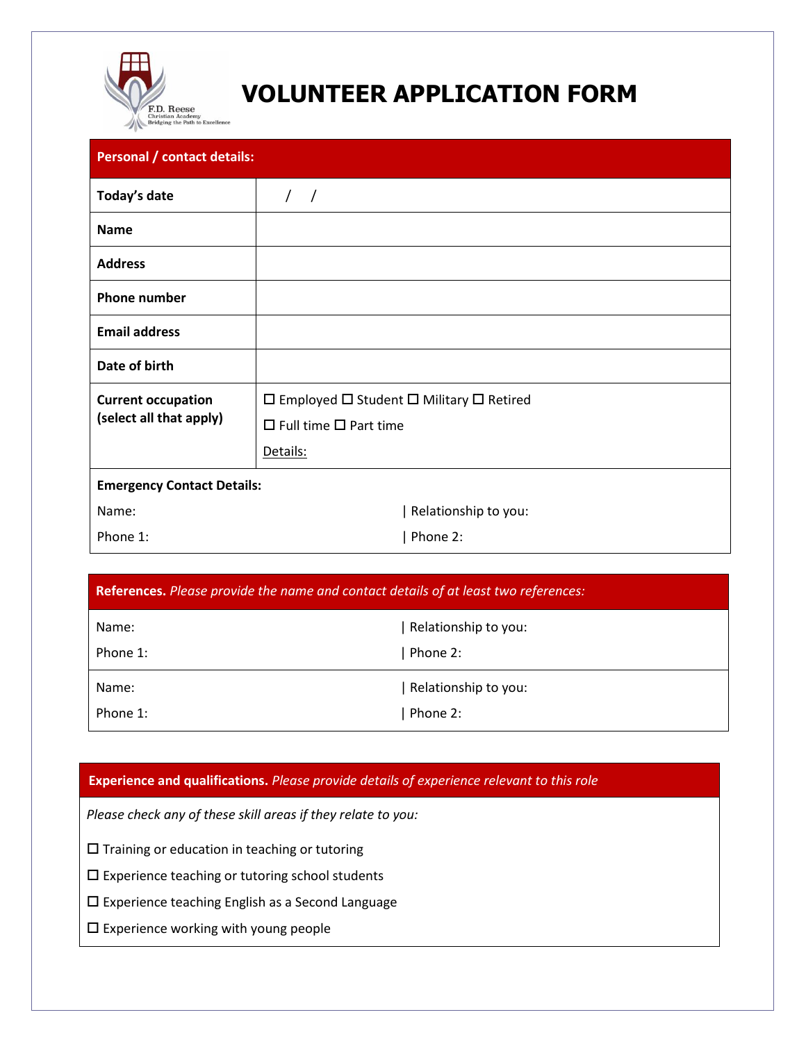F.D. Reese
Christian Academy
Bridging the Path to Excellence

# VOLUNTEER APPLICATION FORM

| **Personal / contact details:** | |
|---|---|
| **Today's date** | / / |
| **Name** | |
| **Address** | |
| **Phone number** | |
| **Email address** | |
| **Date of birth** | |
| **Current occupation (select all that apply)** | ☐ Employed ☐ Student ☐ Military ☐ Retired<br>☐ Full time ☐ Part time<br>Details: |

**Emergency Contact Details:**

| | |
|---|---|
| Name: | Relationship to you: |
| Phone 1: | Phone 2: |

| **References.** *Please provide the name and contact details of at least two references:* | |
|---|---|
| Name: | Relationship to you: |
| Phone 1: | Phone 2: |
| Name: | Relationship to you: |
| Phone 1: | Phone 2: |

**Experience and qualifications.** *Please provide details of experience relevant to this role*

*Please check any of these skill areas if they relate to you:*

- ☐ Training or education in teaching or tutoring
- ☐ Experience teaching or tutoring school students
- ☐ Experience teaching English as a Second Language
- ☐ Experience working with young people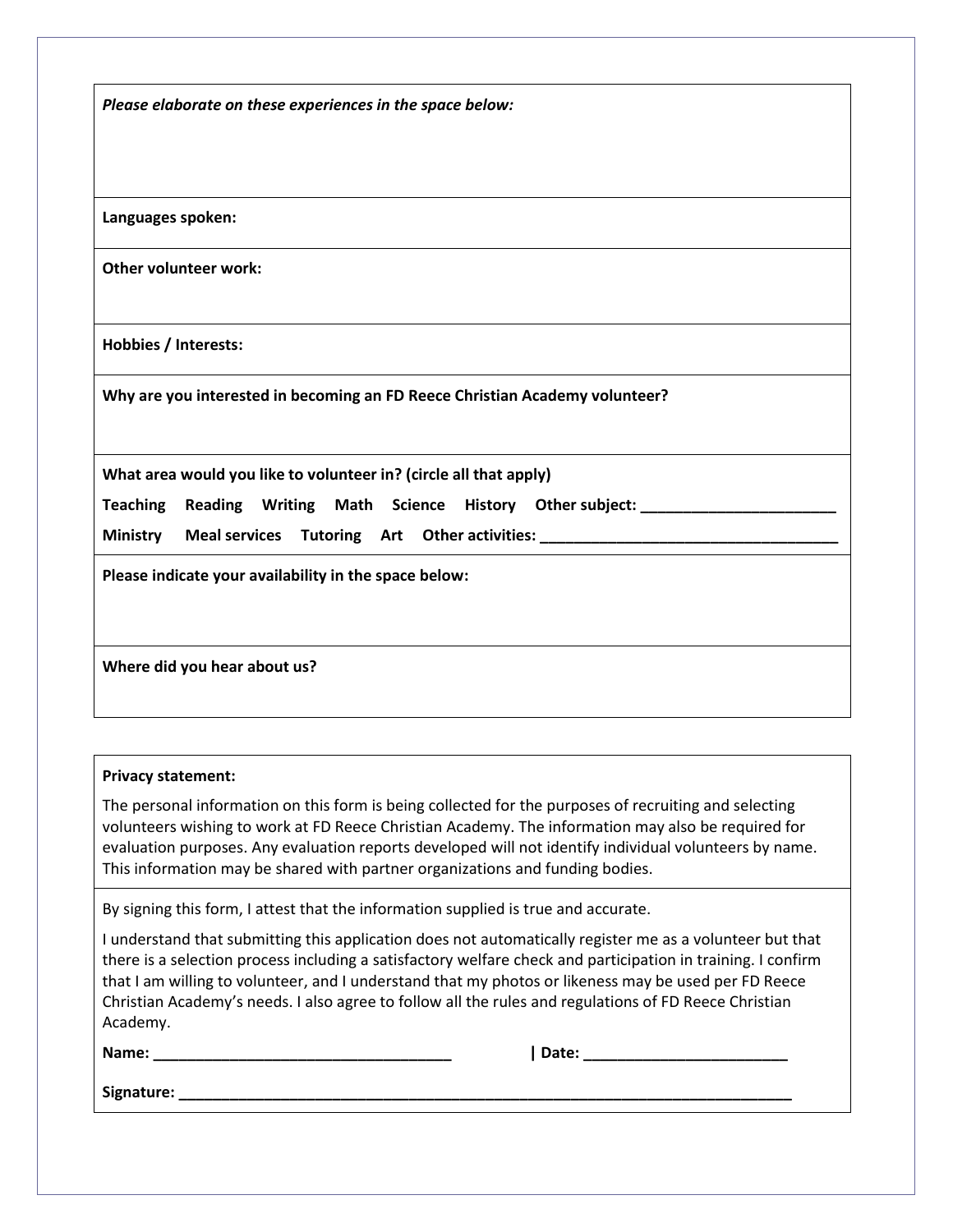***Please elaborate on these experiences in the space below:***

**Languages spoken:**

**Other volunteer work:**

**Hobbies / Interests:**

**Why are you interested in becoming an FD Reece Christian Academy volunteer?**

**What area would you like to volunteer in? (circle all that apply)**

**Teaching Reading Writing Math Science History Other subject: _______________________**

**Ministry Meal services Tutoring Art Other activities: ___________________________________**

**Please indicate your availability in the space below:**

**Where did you hear about us?**

**Privacy statement:**

The personal information on this form is being collected for the purposes of recruiting and selecting volunteers wishing to work at FD Reece Christian Academy. The information may also be required for evaluation purposes. Any evaluation reports developed will not identify individual volunteers by name. This information may be shared with partner organizations and funding bodies.

By signing this form, I attest that the information supplied is true and accurate.

I understand that submitting this application does not automatically register me as a volunteer but that there is a selection process including a satisfactory welfare check and participation in training. I confirm that I am willing to volunteer, and I understand that my photos or likeness may be used per FD Reece Christian Academy's needs. I also agree to follow all the rules and regulations of FD Reece Christian Academy.

**Name: ___________________________________ | Date: ________________________**

**Signature: ________________________________________________________________________**